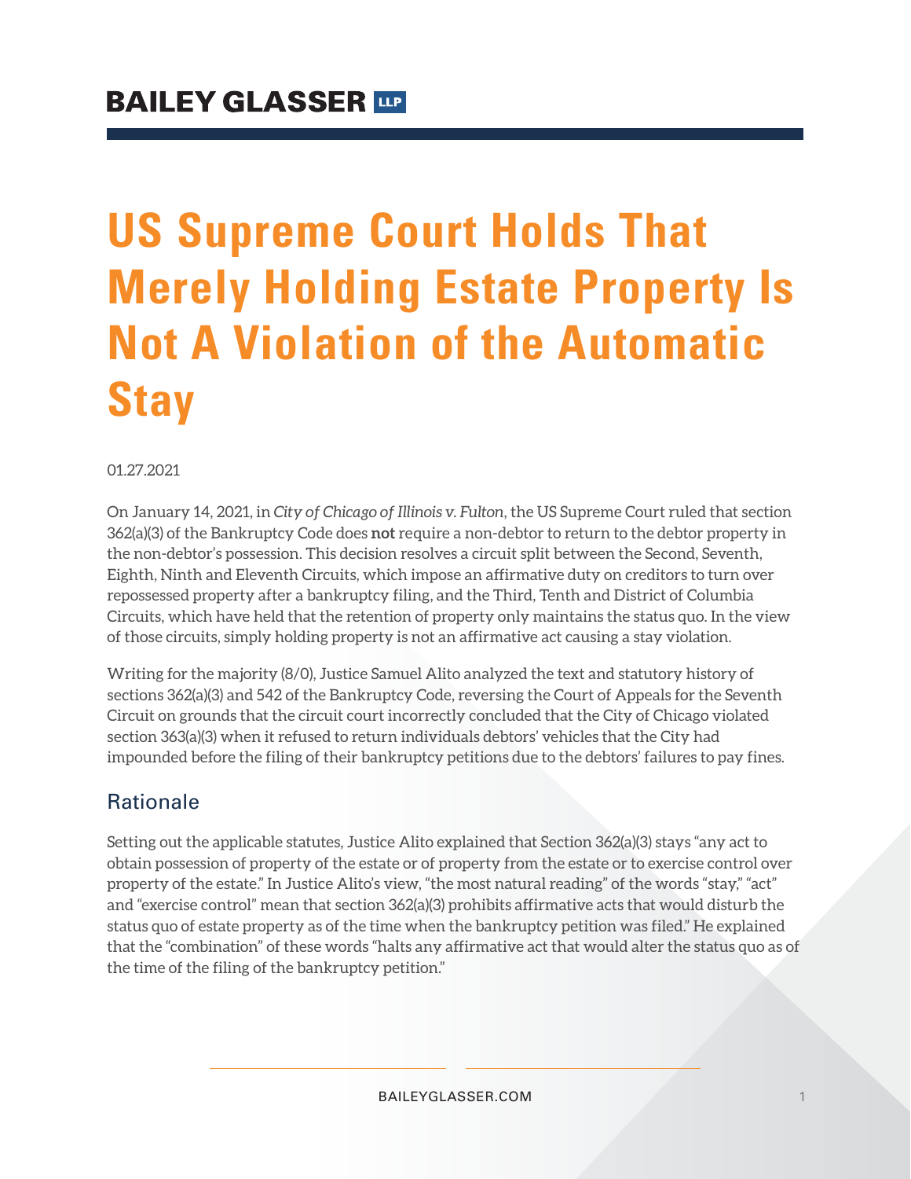**BAILEY GLASSER LLP**

# US Supreme Court Holds That Merely Holding Estate Property Is Not A Violation of the Automatic Stay

01.27.2021

On January 14, 2021, in *City of Chicago of Illinois v. Fulton*, the US Supreme Court ruled that section 362(a)(3) of the Bankruptcy Code does **not** require a non-debtor to return to the debtor property in the non-debtor's possession. This decision resolves a circuit split between the Second, Seventh, Eighth, Ninth and Eleventh Circuits, which impose an affirmative duty on creditors to turn over repossessed property after a bankruptcy filing, and the Third, Tenth and District of Columbia Circuits, which have held that the retention of property only maintains the status quo. In the view of those circuits, simply holding property is not an affirmative act causing a stay violation.

Writing for the majority (8/0), Justice Samuel Alito analyzed the text and statutory history of sections 362(a)(3) and 542 of the Bankruptcy Code, reversing the Court of Appeals for the Seventh Circuit on grounds that the circuit court incorrectly concluded that the City of Chicago violated section 363(a)(3) when it refused to return individuals debtors' vehicles that the City had impounded before the filing of their bankruptcy petitions due to the debtors' failures to pay fines.

## Rationale

Setting out the applicable statutes, Justice Alito explained that Section 362(a)(3) stays "any act to obtain possession of property of the estate or of property from the estate or to exercise control over property of the estate." In Justice Alito's view, "the most natural reading" of the words "stay," "act" and "exercise control" mean that section 362(a)(3) prohibits affirmative acts that would disturb the status quo of estate property as of the time when the bankruptcy petition was filed." He explained that the "combination" of these words "halts any affirmative act that would alter the status quo as of the time of the filing of the bankruptcy petition."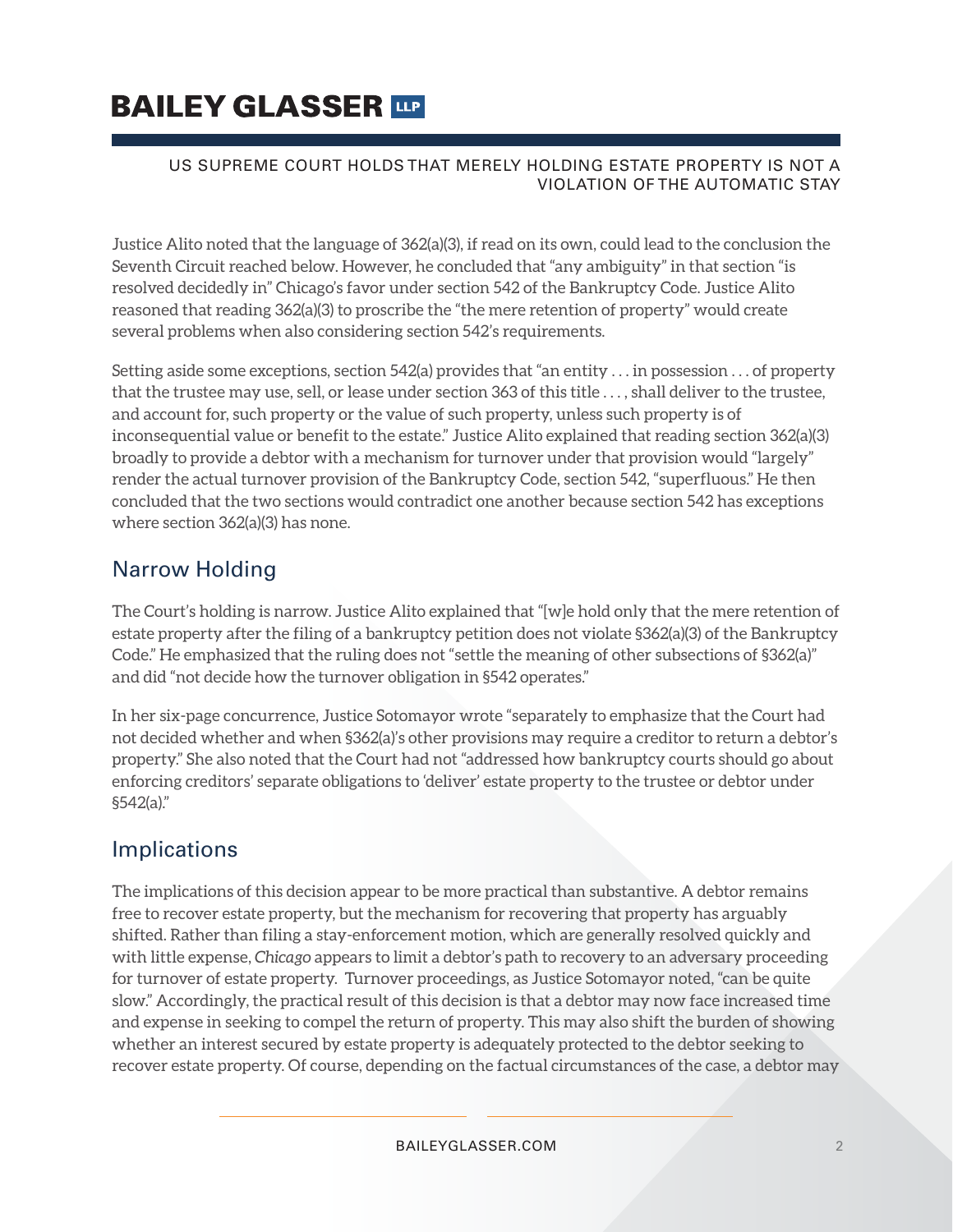Justice Alito noted that the language of 362(a)(3), if read on its own, could lead to the conclusion the Seventh Circuit reached below. However, he concluded that "any ambiguity" in that section "is resolved decidedly in" Chicago's favor under section 542 of the Bankruptcy Code. Justice Alito reasoned that reading 362(a)(3) to proscribe the "the mere retention of property" would create several problems when also considering section 542's requirements.

Setting aside some exceptions, section 542(a) provides that "an entity . . . in possession . . . of property that the trustee may use, sell, or lease under section 363 of this title . . . , shall deliver to the trustee, and account for, such property or the value of such property, unless such property is of inconsequential value or benefit to the estate." Justice Alito explained that reading section 362(a)(3) broadly to provide a debtor with a mechanism for turnover under that provision would "largely" render the actual turnover provision of the Bankruptcy Code, section 542, "superfluous." He then concluded that the two sections would contradict one another because section 542 has exceptions where section 362(a)(3) has none.

## Narrow Holding

The Court's holding is narrow. Justice Alito explained that "[w]e hold only that the mere retention of estate property after the filing of a bankruptcy petition does not violate §362(a)(3) of the Bankruptcy Code." He emphasized that the ruling does not "settle the meaning of other subsections of §362(a)" and did "not decide how the turnover obligation in §542 operates."

In her six-page concurrence, Justice Sotomayor wrote "separately to emphasize that the Court had not decided whether and when §362(a)'s other provisions may require a creditor to return a debtor's property." She also noted that the Court had not "addressed how bankruptcy courts should go about enforcing creditors' separate obligations to 'deliver' estate property to the trustee or debtor under §542(a)."

## Implications

The implications of this decision appear to be more practical than substantive. A debtor remains free to recover estate property, but the mechanism for recovering that property has arguably shifted. Rather than filing a stay-enforcement motion, which are generally resolved quickly and with little expense, *Chicago* appears to limit a debtor's path to recovery to an adversary proceeding for turnover of estate property. Turnover proceedings, as Justice Sotomayor noted, "can be quite slow." Accordingly, the practical result of this decision is that a debtor may now face increased time and expense in seeking to compel the return of property. This may also shift the burden of showing whether an interest secured by estate property is adequately protected to the debtor seeking to recover estate property. Of course, depending on the factual circumstances of the case, a debtor may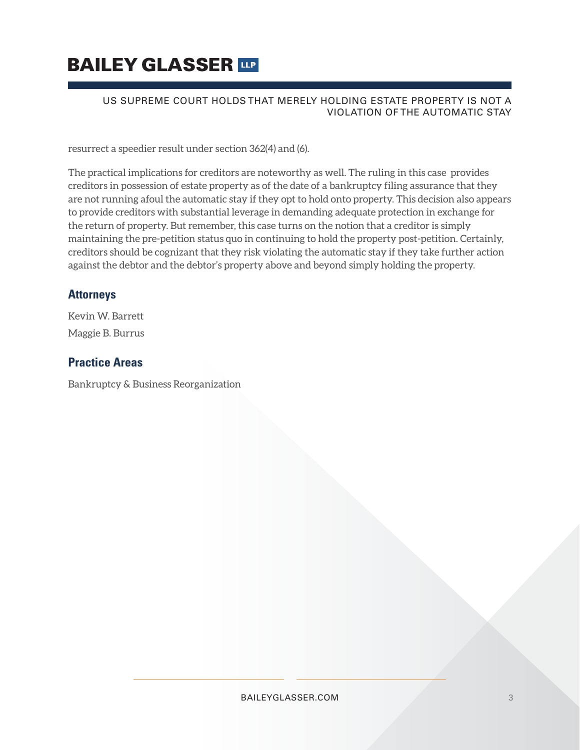resurrect a speedier result under section 362(4) and (6).

The practical implications for creditors are noteworthy as well. The ruling in this case provides creditors in possession of estate property as of the date of a bankruptcy filing assurance that they are not running afoul the automatic stay if they opt to hold onto property. This decision also appears to provide creditors with substantial leverage in demanding adequate protection in exchange for the return of property. But remember, this case turns on the notion that a creditor is simply maintaining the pre-petition status quo in continuing to hold the property post-petition. Certainly, creditors should be cognizant that they risk violating the automatic stay if they take further action against the debtor and the debtor's property above and beyond simply holding the property.

## Attorneys

Kevin W. Barrett

Maggie B. Burrus

## Practice Areas

Bankruptcy & Business Reorganization